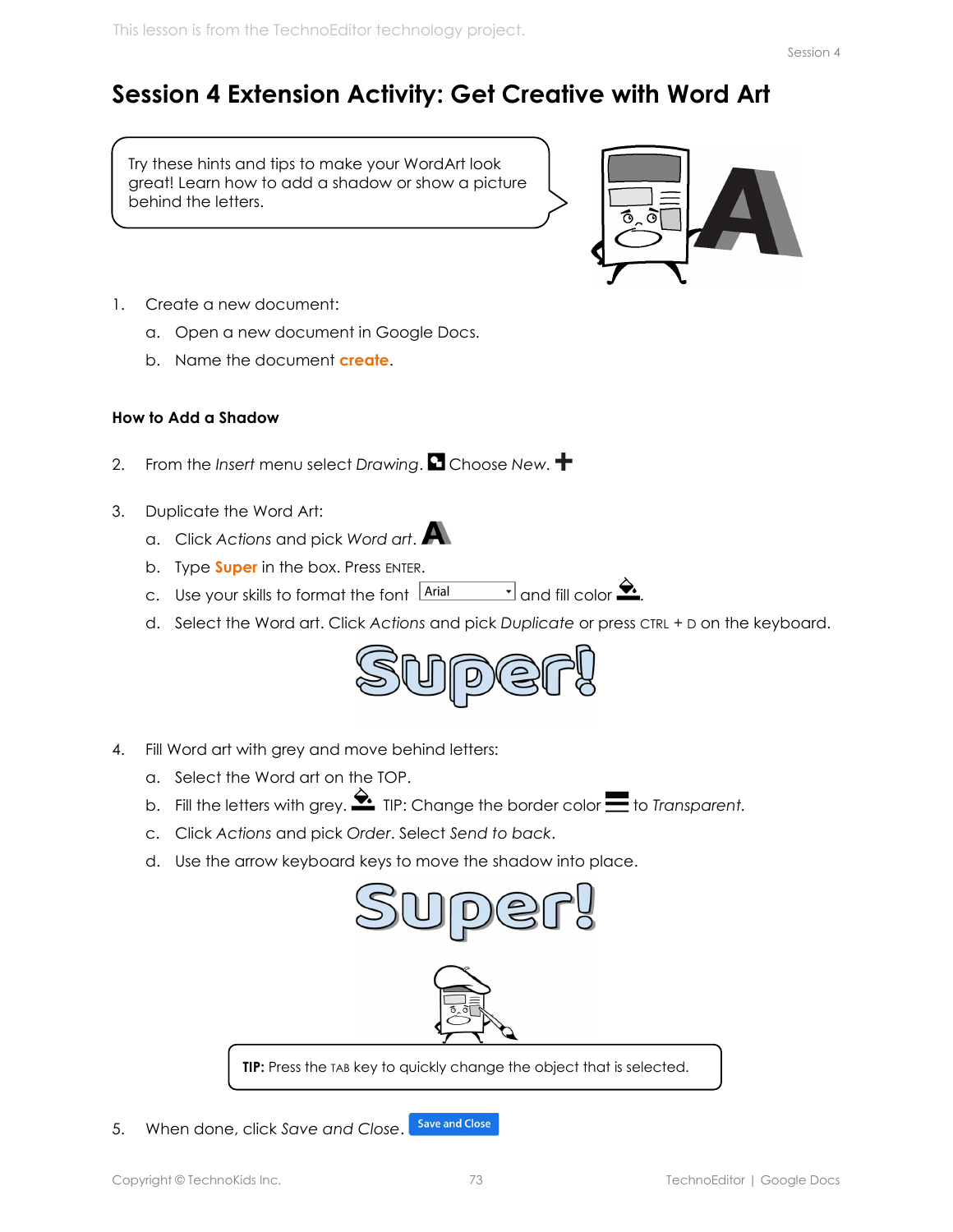# Session 4 Extension Activity: Get Creative with Word Art

Try these hints and tips to make your WordArt look great! Learn how to add a shadow or show a picture behind the letters.

1. Create a new document:
   a. Open a new document in Google Docs.
   b. Name the document **create**.

### How to Add a Shadow

2. From the *Insert* menu select *Drawing*. Choose *New*.

3. Duplicate the Word Art:
   a. Click *Actions* and pick *Word art*.
   b. Type **Super** in the box. Press ENTER.
   c. Use your skills to format the font Arial and fill color.
   d. Select the Word art. Click *Actions* and pick *Duplicate* or press CTRL + D on the keyboard.

4. Fill Word art with grey and move behind letters:
   a. Select the Word art on the TOP.
   b. Fill the letters with grey. TIP: Change the border color to *Transparent*.
   c. Click *Actions* and pick *Order*. Select *Send to back*.
   d. Use the arrow keyboard keys to move the shadow into place.

**TIP:** Press the TAB key to quickly change the object that is selected.

5. When done, click *Save and Close*. Save and Close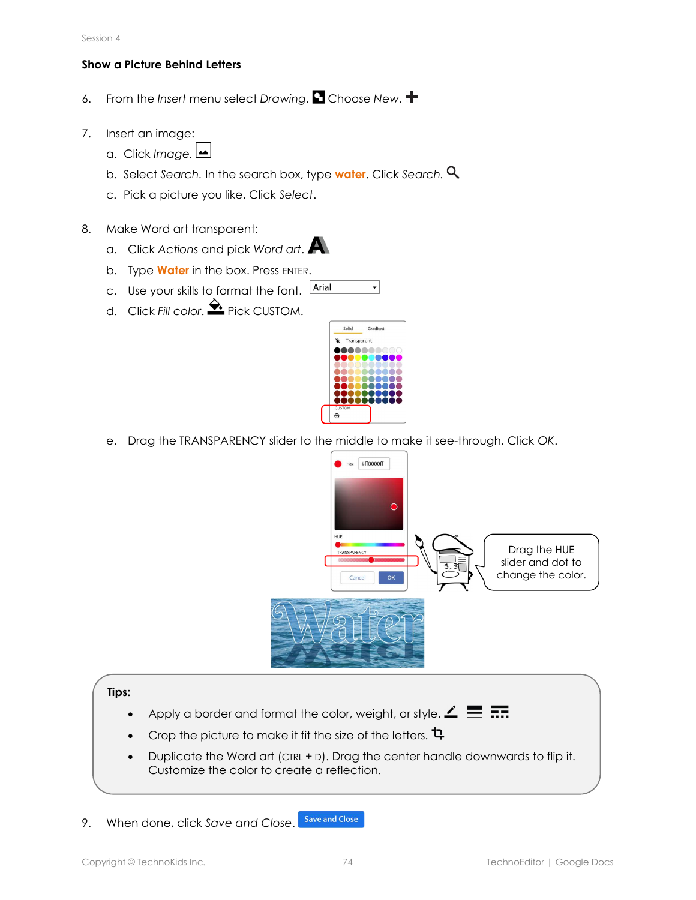## Show a Picture Behind Letters

6. From the *Insert* menu select *Drawing*. Choose *New*.

7. Insert an image:
   a. Click *Image*.
   b. Select *Search*. In the search box, type **water**. Click *Search*.
   c. Pick a picture you like. Click *Select*.

8. Make Word art transparent:
   a. Click *Actions* and pick *Word art*.
   b. Type **Water** in the box. Press ENTER.
   c. Use your skills to format the font.
   d. Click *Fill color*. Pick CUSTOM.
   e. Drag the TRANSPARENCY slider to the middle to make it see-through. Click *OK*.

Drag the HUE slider and dot to change the color.

**Tips:**

- Apply a border and format the color, weight, or style.
- Crop the picture to make it fit the size of the letters.
- Duplicate the Word art (CTRL + D). Drag the center handle downwards to flip it. Customize the color to create a reflection.

9. When done, click *Save and Close*.